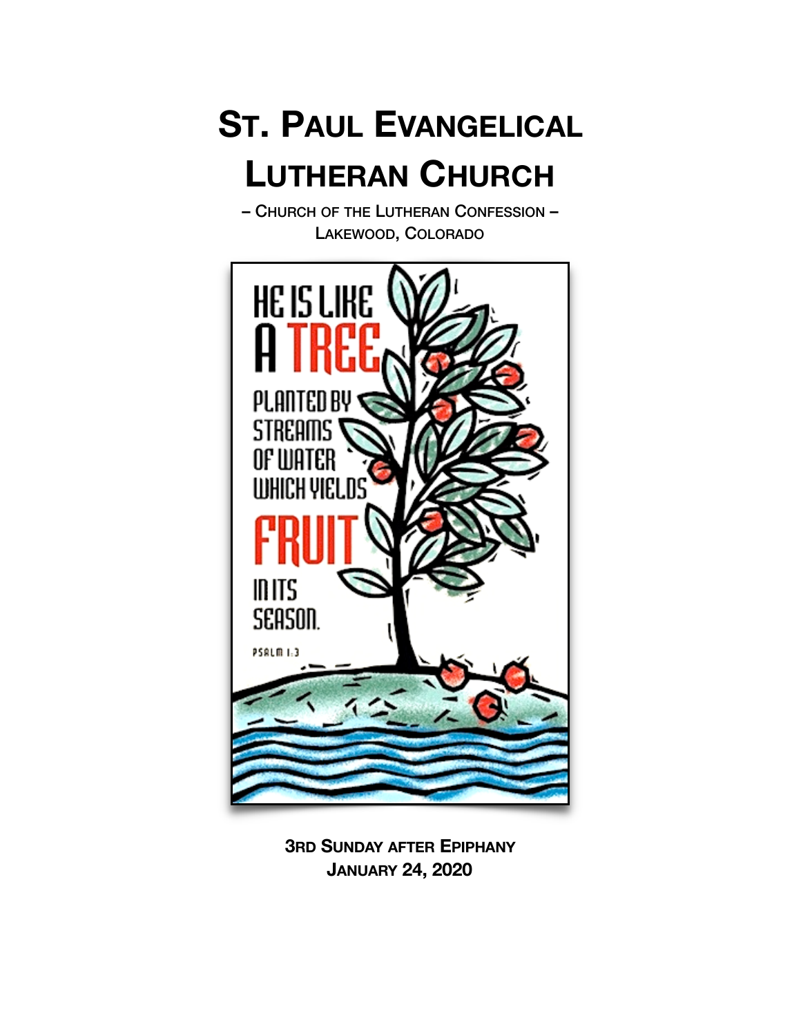# St. Paul Evangelical Lutheran Church

– Church of the Lutheran Confession –
Lakewood, Colorado

HE IS LIKE A TREE PLANTED BY STREAMS OF WATER WHICH YIELDS FRUIT IN ITS SEASON.

PSALM 1:3

**3rd Sunday after Epiphany**
**January 24, 2020**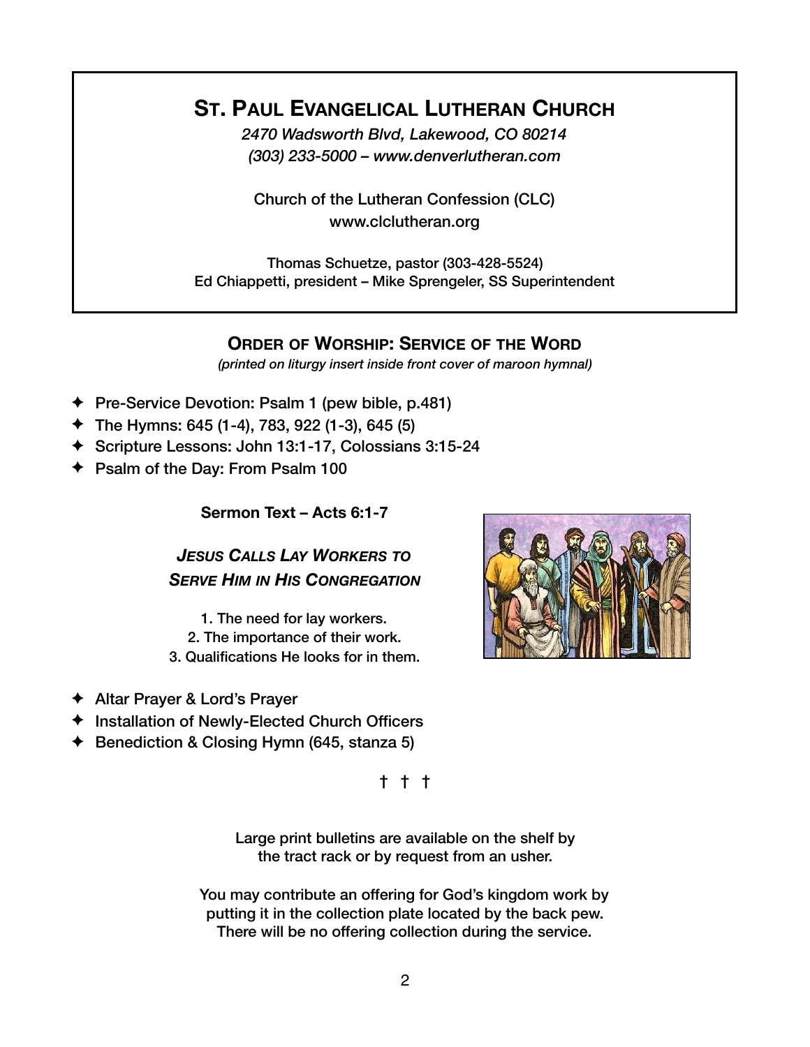# ST. PAUL EVANGELICAL LUTHERAN CHURCH

*2470 Wadsworth Blvd, Lakewood, CO 80214*
*(303) 233-5000 – www.denverlutheran.com*

Church of the Lutheran Confession (CLC)
www.clclutheran.org

Thomas Schuetze, pastor (303-428-5524)
Ed Chiappetti, president – Mike Sprengeler, SS Superintendent

## ORDER OF WORSHIP: SERVICE OF THE WORD

*(printed on liturgy insert inside front cover of maroon hymnal)*

- ✦ Pre-Service Devotion: Psalm 1 (pew bible, p.481)
- ✦ The Hymns: 645 (1-4), 783, 922 (1-3), 645 (5)
- ✦ Scripture Lessons: John 13:1-17, Colossians 3:15-24
- ✦ Psalm of the Day: From Psalm 100

**Sermon Text – Acts 6:1-7**

***JESUS CALLS LAY WORKERS TO SERVE HIM IN HIS CONGREGATION***

1. The need for lay workers.
2. The importance of their work.
3. Qualifications He looks for in them.

- ✦ Altar Prayer & Lord's Prayer
- ✦ Installation of Newly-Elected Church Officers
- ✦ Benediction & Closing Hymn (645, stanza 5)

† † †

Large print bulletins are available on the shelf by the tract rack or by request from an usher.

You may contribute an offering for God's kingdom work by putting it in the collection plate located by the back pew. There will be no offering collection during the service.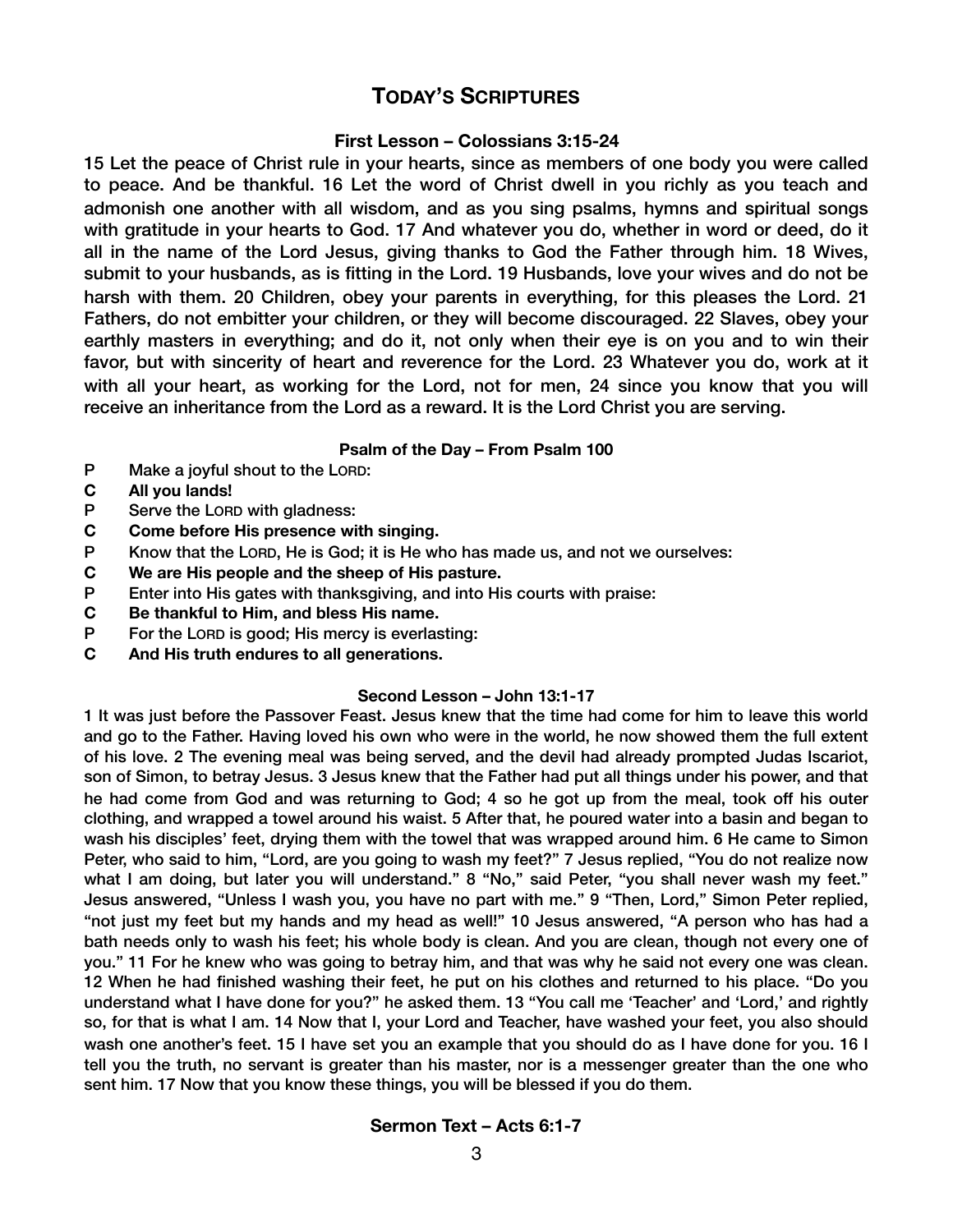# TODAY'S SCRIPTURES

### First Lesson – Colossians 3:15-24

15 Let the peace of Christ rule in your hearts, since as members of one body you were called to peace. And be thankful. 16 Let the word of Christ dwell in you richly as you teach and admonish one another with all wisdom, and as you sing psalms, hymns and spiritual songs with gratitude in your hearts to God. 17 And whatever you do, whether in word or deed, do it all in the name of the Lord Jesus, giving thanks to God the Father through him. 18 Wives, submit to your husbands, as is fitting in the Lord. 19 Husbands, love your wives and do not be harsh with them. 20 Children, obey your parents in everything, for this pleases the Lord. 21 Fathers, do not embitter your children, or they will become discouraged. 22 Slaves, obey your earthly masters in everything; and do it, not only when their eye is on you and to win their favor, but with sincerity of heart and reverence for the Lord. 23 Whatever you do, work at it with all your heart, as working for the Lord, not for men, 24 since you know that you will receive an inheritance from the Lord as a reward. It is the Lord Christ you are serving.

### Psalm of the Day – From Psalm 100

P Make a joyful shout to the LORD:
**C All you lands!**
P Serve the LORD with gladness:
**C Come before His presence with singing.**
P Know that the LORD, He is God; it is He who has made us, and not we ourselves:
**C We are His people and the sheep of His pasture.**
P Enter into His gates with thanksgiving, and into His courts with praise:
**C Be thankful to Him, and bless His name.**
P For the LORD is good; His mercy is everlasting:
**C And His truth endures to all generations.**

### Second Lesson – John 13:1-17

1 It was just before the Passover Feast. Jesus knew that the time had come for him to leave this world and go to the Father. Having loved his own who were in the world, he now showed them the full extent of his love. 2 The evening meal was being served, and the devil had already prompted Judas Iscariot, son of Simon, to betray Jesus. 3 Jesus knew that the Father had put all things under his power, and that he had come from God and was returning to God; 4 so he got up from the meal, took off his outer clothing, and wrapped a towel around his waist. 5 After that, he poured water into a basin and began to wash his disciples' feet, drying them with the towel that was wrapped around him. 6 He came to Simon Peter, who said to him, "Lord, are you going to wash my feet?" 7 Jesus replied, "You do not realize now what I am doing, but later you will understand." 8 "No," said Peter, "you shall never wash my feet." Jesus answered, "Unless I wash you, you have no part with me." 9 "Then, Lord," Simon Peter replied, "not just my feet but my hands and my head as well!" 10 Jesus answered, "A person who has had a bath needs only to wash his feet; his whole body is clean. And you are clean, though not every one of you." 11 For he knew who was going to betray him, and that was why he said not every one was clean. 12 When he had finished washing their feet, he put on his clothes and returned to his place. "Do you understand what I have done for you?" he asked them. 13 "You call me 'Teacher' and 'Lord,' and rightly so, for that is what I am. 14 Now that I, your Lord and Teacher, have washed your feet, you also should wash one another's feet. 15 I have set you an example that you should do as I have done for you. 16 I tell you the truth, no servant is greater than his master, nor is a messenger greater than the one who sent him. 17 Now that you know these things, you will be blessed if you do them.

### Sermon Text – Acts 6:1-7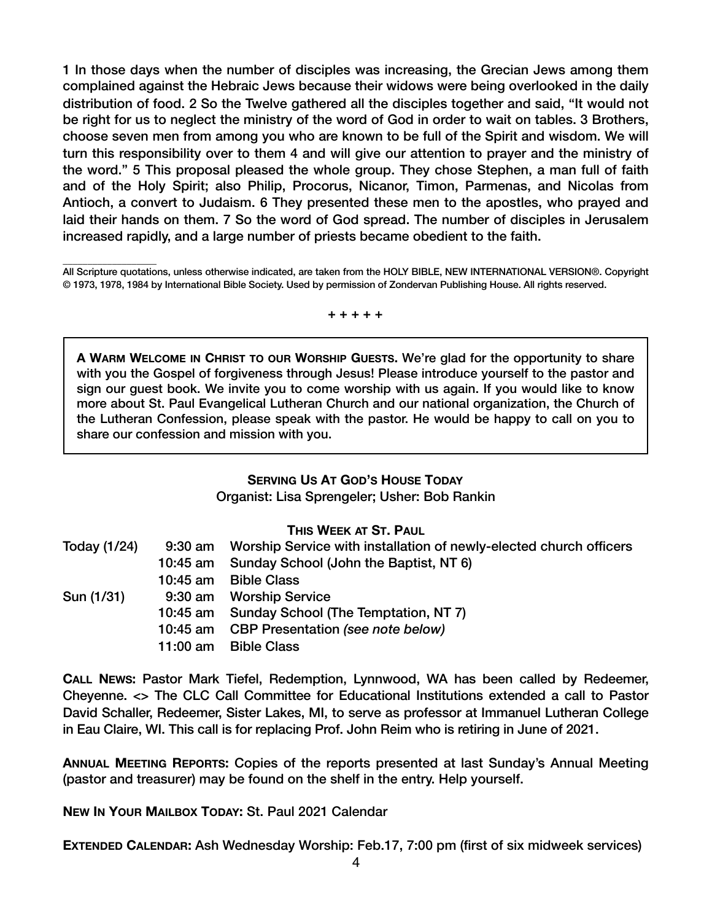1 In those days when the number of disciples was increasing, the Grecian Jews among them complained against the Hebraic Jews because their widows were being overlooked in the daily distribution of food. 2 So the Twelve gathered all the disciples together and said, "It would not be right for us to neglect the ministry of the word of God in order to wait on tables. 3 Brothers, choose seven men from among you who are known to be full of the Spirit and wisdom. We will turn this responsibility over to them 4 and will give our attention to prayer and the ministry of the word." 5 This proposal pleased the whole group. They chose Stephen, a man full of faith and of the Holy Spirit; also Philip, Procorus, Nicanor, Timon, Parmenas, and Nicolas from Antioch, a convert to Judaism. 6 They presented these men to the apostles, who prayed and laid their hands on them. 7 So the word of God spread. The number of disciples in Jerusalem increased rapidly, and a large number of priests became obedient to the faith.

_______________

All Scripture quotations, unless otherwise indicated, are taken from the HOLY BIBLE, NEW INTERNATIONAL VERSION®. Copyright © 1973, 1978, 1984 by International Bible Society. Used by permission of Zondervan Publishing House. All rights reserved.

+ + + + +

**A Warm Welcome in Christ to our Worship Guests.** We're glad for the opportunity to share with you the Gospel of forgiveness through Jesus! Please introduce yourself to the pastor and sign our guest book. We invite you to come worship with us again. If you would like to know more about St. Paul Evangelical Lutheran Church and our national organization, the Church of the Lutheran Confession, please speak with the pastor. He would be happy to call on you to share our confession and mission with you.

**Serving Us At God's House Today**

Organist: Lisa Sprengeler; Usher: Bob Rankin

**This Week at St. Paul**

| | | |
|---|---|---|
| Today (1/24) | 9:30 am | Worship Service with installation of newly-elected church officers |
| | 10:45 am | Sunday School (John the Baptist, NT 6) |
| | 10:45 am | Bible Class |
| Sun (1/31) | 9:30 am | Worship Service |
| | 10:45 am | Sunday School (The Temptation, NT 7) |
| | 10:45 am | CBP Presentation *(see note below)* |
| | 11:00 am | Bible Class |

**Call News:** Pastor Mark Tiefel, Redemption, Lynnwood, WA has been called by Redeemer, Cheyenne. <> The CLC Call Committee for Educational Institutions extended a call to Pastor David Schaller, Redeemer, Sister Lakes, MI, to serve as professor at Immanuel Lutheran College in Eau Claire, WI. This call is for replacing Prof. John Reim who is retiring in June of 2021.

**Annual Meeting Reports:** Copies of the reports presented at last Sunday's Annual Meeting (pastor and treasurer) may be found on the shelf in the entry. Help yourself.

**New In Your Mailbox Today:** St. Paul 2021 Calendar

**Extended Calendar:** Ash Wednesday Worship: Feb.17, 7:00 pm (first of six midweek services)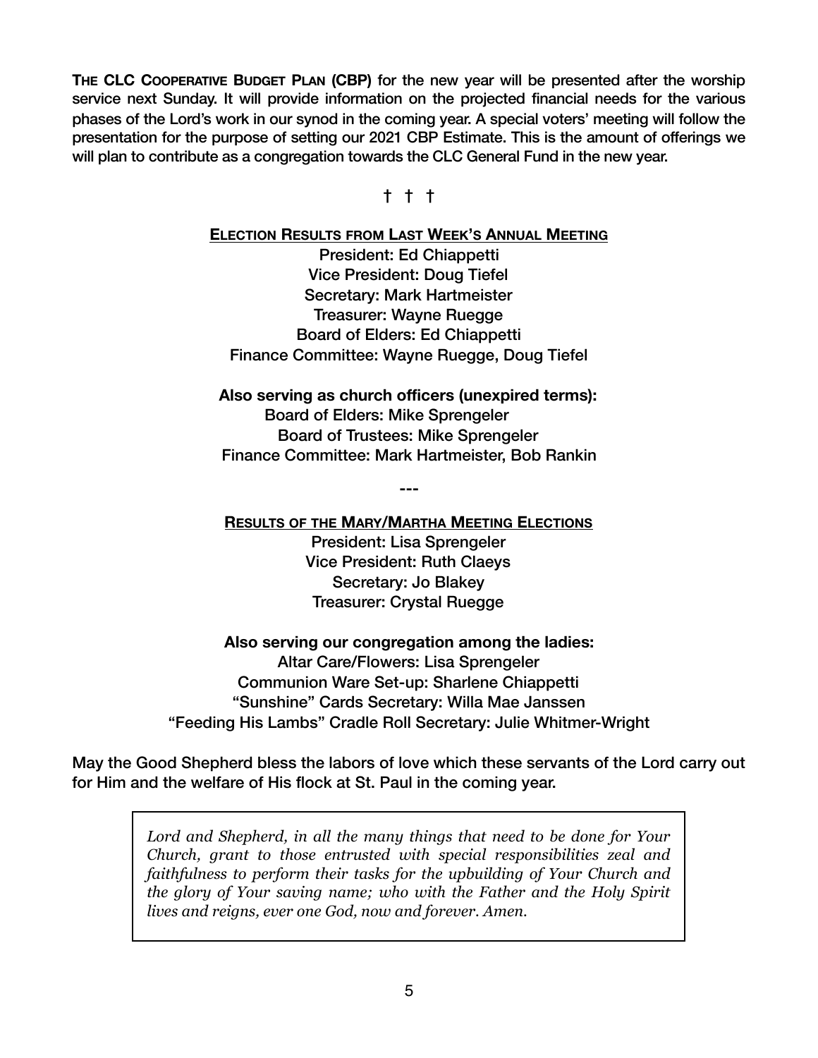**THE CLC COOPERATIVE BUDGET PLAN (CBP)** for the new year will be presented after the worship service next Sunday. It will provide information on the projected financial needs for the various phases of the Lord's work in our synod in the coming year. A special voters' meeting will follow the presentation for the purpose of setting our 2021 CBP Estimate. This is the amount of offerings we will plan to contribute as a congregation towards the CLC General Fund in the new year.

† † †

**ELECTION RESULTS FROM LAST WEEK'S ANNUAL MEETING**

President: Ed Chiappetti
Vice President: Doug Tiefel
Secretary: Mark Hartmeister
Treasurer: Wayne Ruegge
Board of Elders: Ed Chiappetti
Finance Committee: Wayne Ruegge, Doug Tiefel

**Also serving as church officers (unexpired terms):**

Board of Elders: Mike Sprengeler
Board of Trustees: Mike Sprengeler
Finance Committee: Mark Hartmeister, Bob Rankin

---

**RESULTS OF THE MARY/MARTHA MEETING ELECTIONS**

President: Lisa Sprengeler
Vice President: Ruth Claeys
Secretary: Jo Blakey
Treasurer: Crystal Ruegge

**Also serving our congregation among the ladies:**

Altar Care/Flowers: Lisa Sprengeler
Communion Ware Set-up: Sharlene Chiappetti
"Sunshine" Cards Secretary: Willa Mae Janssen
"Feeding His Lambs" Cradle Roll Secretary: Julie Whitmer-Wright

May the Good Shepherd bless the labors of love which these servants of the Lord carry out for Him and the welfare of His flock at St. Paul in the coming year.

*Lord and Shepherd, in all the many things that need to be done for Your Church, grant to those entrusted with special responsibilities zeal and faithfulness to perform their tasks for the upbuilding of Your Church and the glory of Your saving name; who with the Father and the Holy Spirit lives and reigns, ever one God, now and forever. Amen.*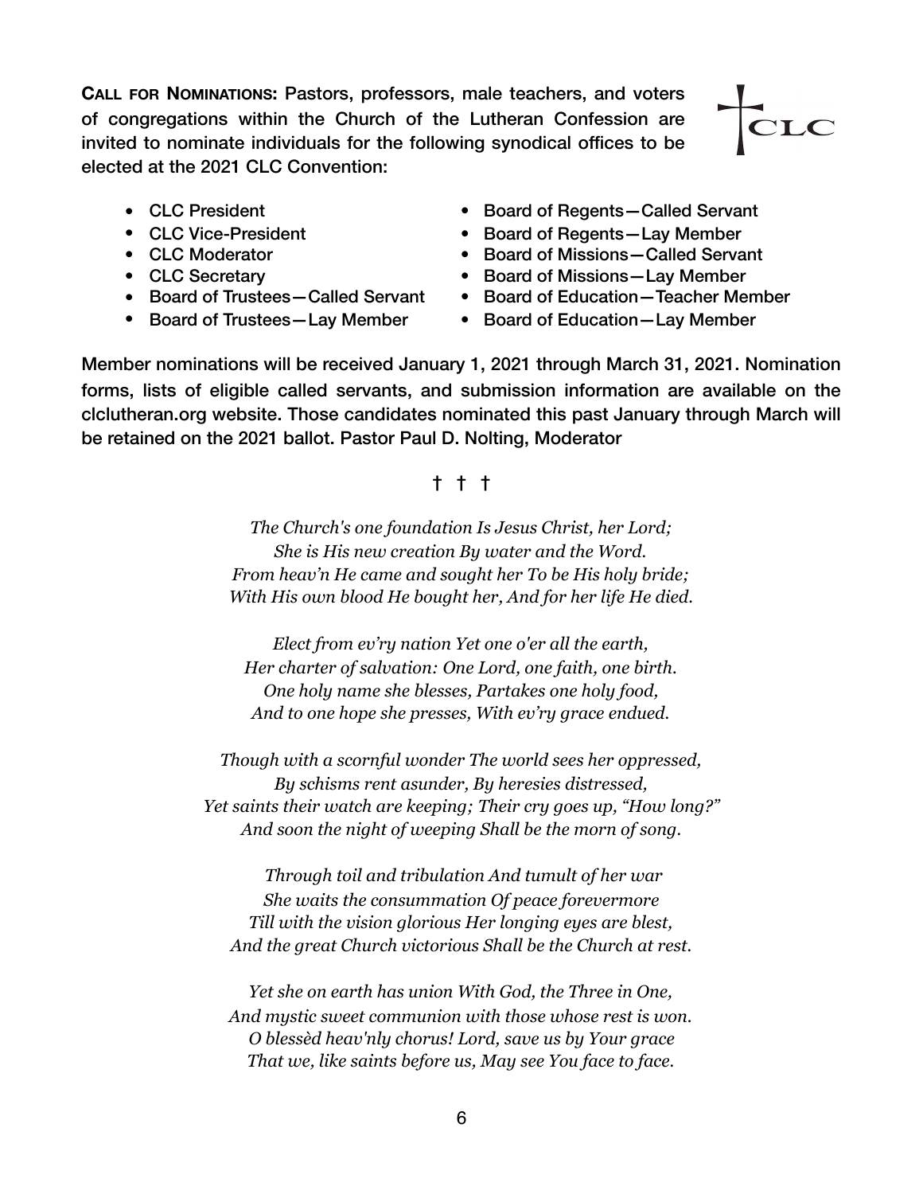**CALL FOR NOMINATIONS:** Pastors, professors, male teachers, and voters of congregations within the Church of the Lutheran Confession are invited to nominate individuals for the following synodical offices to be elected at the 2021 CLC Convention:

- CLC President
- CLC Vice-President
- CLC Moderator
- CLC Secretary
- Board of Trustees—Called Servant
- Board of Trustees—Lay Member
- Board of Regents—Called Servant
- Board of Regents—Lay Member
- Board of Missions—Called Servant
- Board of Missions—Lay Member
- Board of Education—Teacher Member
- Board of Education—Lay Member

Member nominations will be received January 1, 2021 through March 31, 2021. Nomination forms, lists of eligible called servants, and submission information are available on the clclutheran.org website. Those candidates nominated this past January through March will be retained on the 2021 ballot. Pastor Paul D. Nolting, Moderator

† † †

*The Church's one foundation Is Jesus Christ, her Lord;*
*She is His new creation By water and the Word.*
*From heav'n He came and sought her To be His holy bride;*
*With His own blood He bought her, And for her life He died.*

*Elect from ev'ry nation Yet one o'er all the earth,*
*Her charter of salvation: One Lord, one faith, one birth.*
*One holy name she blesses, Partakes one holy food,*
*And to one hope she presses, With ev'ry grace endued.*

*Though with a scornful wonder The world sees her oppressed,*
*By schisms rent asunder, By heresies distressed,*
*Yet saints their watch are keeping; Their cry goes up, "How long?"*
*And soon the night of weeping Shall be the morn of song.*

*Through toil and tribulation And tumult of her war*
*She waits the consummation Of peace forevermore*
*Till with the vision glorious Her longing eyes are blest,*
*And the great Church victorious Shall be the Church at rest.*

*Yet she on earth has union With God, the Three in One,*
*And mystic sweet communion with those whose rest is won.*
*O blessèd heav'nly chorus! Lord, save us by Your grace*
*That we, like saints before us, May see You face to face.*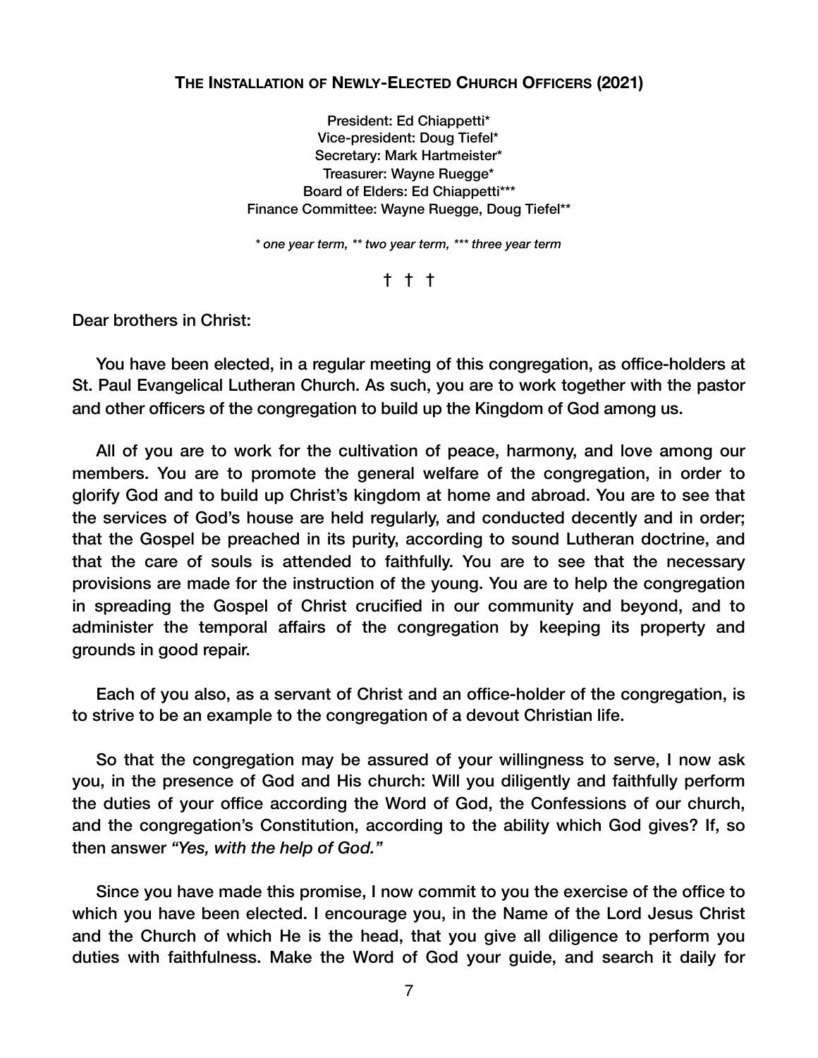## The Installation of Newly-Elected Church Officers (2021)

President: Ed Chiappetti*
Vice-president: Doug Tiefel*
Secretary: Mark Hartmeister*
Treasurer: Wayne Ruegge*
Board of Elders: Ed Chiappetti***
Finance Committee: Wayne Ruegge, Doug Tiefel**

*\* one year term, \*\* two year term, \*\*\* three year term*

† † †

Dear brothers in Christ:

You have been elected, in a regular meeting of this congregation, as office-holders at St. Paul Evangelical Lutheran Church. As such, you are to work together with the pastor and other officers of the congregation to build up the Kingdom of God among us.

All of you are to work for the cultivation of peace, harmony, and love among our members. You are to promote the general welfare of the congregation, in order to glorify God and to build up Christ's kingdom at home and abroad. You are to see that the services of God's house are held regularly, and conducted decently and in order; that the Gospel be preached in its purity, according to sound Lutheran doctrine, and that the care of souls is attended to faithfully. You are to see that the necessary provisions are made for the instruction of the young. You are to help the congregation in spreading the Gospel of Christ crucified in our community and beyond, and to administer the temporal affairs of the congregation by keeping its property and grounds in good repair.

Each of you also, as a servant of Christ and an office-holder of the congregation, is to strive to be an example to the congregation of a devout Christian life.

So that the congregation may be assured of your willingness to serve, I now ask you, in the presence of God and His church: Will you diligently and faithfully perform the duties of your office according the Word of God, the Confessions of our church, and the congregation's Constitution, according to the ability which God gives? If, so then answer *"Yes, with the help of God."*

Since you have made this promise, I now commit to you the exercise of the office to which you have been elected. I encourage you, in the Name of the Lord Jesus Christ and the Church of which He is the head, that you give all diligence to perform you duties with faithfulness. Make the Word of God your guide, and search it daily for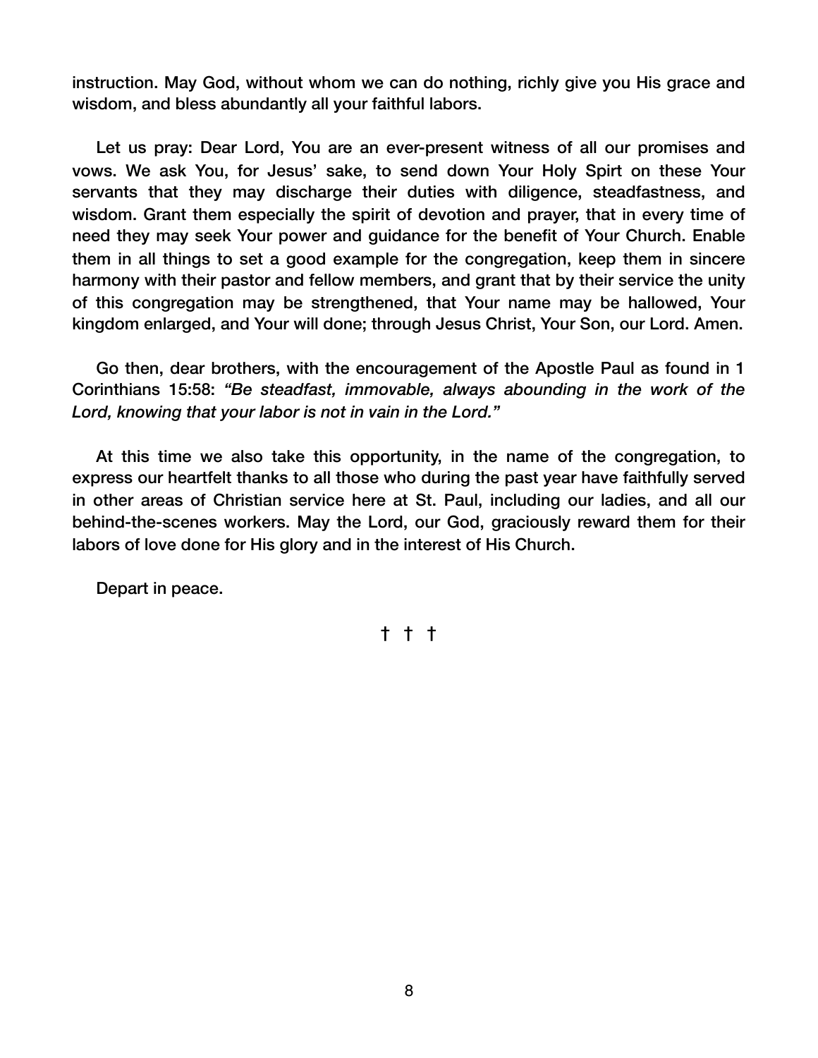instruction. May God, without whom we can do nothing, richly give you His grace and wisdom, and bless abundantly all your faithful labors.

Let us pray: Dear Lord, You are an ever-present witness of all our promises and vows. We ask You, for Jesus' sake, to send down Your Holy Spirt on these Your servants that they may discharge their duties with diligence, steadfastness, and wisdom. Grant them especially the spirit of devotion and prayer, that in every time of need they may seek Your power and guidance for the benefit of Your Church. Enable them in all things to set a good example for the congregation, keep them in sincere harmony with their pastor and fellow members, and grant that by their service the unity of this congregation may be strengthened, that Your name may be hallowed, Your kingdom enlarged, and Your will done; through Jesus Christ, Your Son, our Lord. Amen.

Go then, dear brothers, with the encouragement of the Apostle Paul as found in 1 Corinthians 15:58: *"Be steadfast, immovable, always abounding in the work of the Lord, knowing that your labor is not in vain in the Lord."*

At this time we also take this opportunity, in the name of the congregation, to express our heartfelt thanks to all those who during the past year have faithfully served in other areas of Christian service here at St. Paul, including our ladies, and all our behind-the-scenes workers. May the Lord, our God, graciously reward them for their labors of love done for His glory and in the interest of His Church.

Depart in peace.

† † †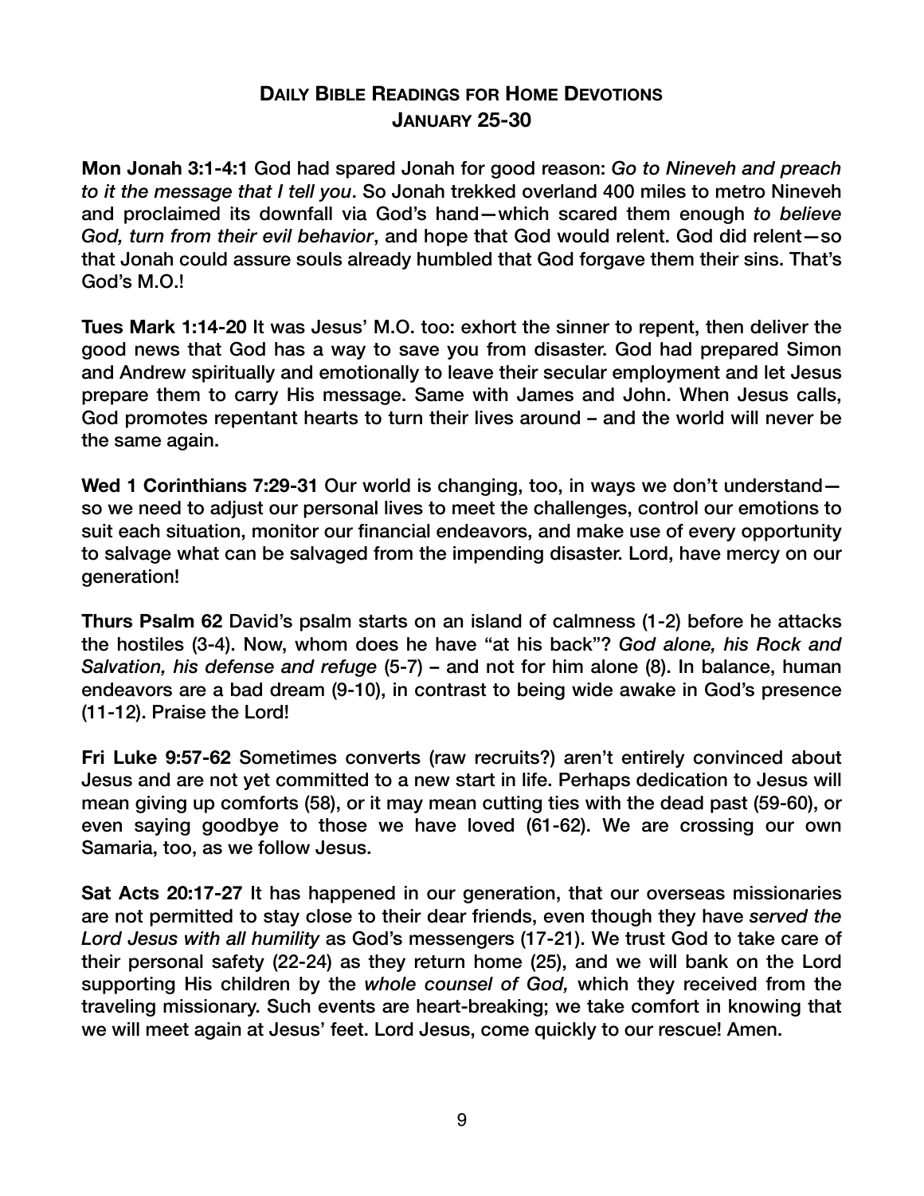## Daily Bible Readings for Home Devotions
## January 25-30

**Mon Jonah 3:1-4:1** God had spared Jonah for good reason: *Go to Nineveh and preach to it the message that I tell you*. So Jonah trekked overland 400 miles to metro Nineveh and proclaimed its downfall via God's hand—which scared them enough *to believe God, turn from their evil behavior*, and hope that God would relent. God did relent—so that Jonah could assure souls already humbled that God forgave them their sins. That's God's M.O.!

**Tues Mark 1:14-20** It was Jesus' M.O. too: exhort the sinner to repent, then deliver the good news that God has a way to save you from disaster. God had prepared Simon and Andrew spiritually and emotionally to leave their secular employment and let Jesus prepare them to carry His message. Same with James and John. When Jesus calls, God promotes repentant hearts to turn their lives around – and the world will never be the same again.

**Wed 1 Corinthians 7:29-31** Our world is changing, too, in ways we don't understand—so we need to adjust our personal lives to meet the challenges, control our emotions to suit each situation, monitor our financial endeavors, and make use of every opportunity to salvage what can be salvaged from the impending disaster. Lord, have mercy on our generation!

**Thurs Psalm 62** David's psalm starts on an island of calmness (1-2) before he attacks the hostiles (3-4). Now, whom does he have "at his back"? *God alone, his Rock and Salvation, his defense and refuge* (5-7) – and not for him alone (8). In balance, human endeavors are a bad dream (9-10), in contrast to being wide awake in God's presence (11-12). Praise the Lord!

**Fri Luke 9:57-62** Sometimes converts (raw recruits?) aren't entirely convinced about Jesus and are not yet committed to a new start in life. Perhaps dedication to Jesus will mean giving up comforts (58), or it may mean cutting ties with the dead past (59-60), or even saying goodbye to those we have loved (61-62). We are crossing our own Samaria, too, as we follow Jesus.

**Sat Acts 20:17-27** It has happened in our generation, that our overseas missionaries are not permitted to stay close to their dear friends, even though they have *served the Lord Jesus with all humility* as God's messengers (17-21). We trust God to take care of their personal safety (22-24) as they return home (25), and we will bank on the Lord supporting His children by the *whole counsel of God,* which they received from the traveling missionary. Such events are heart-breaking; we take comfort in knowing that we will meet again at Jesus' feet. Lord Jesus, come quickly to our rescue! Amen.